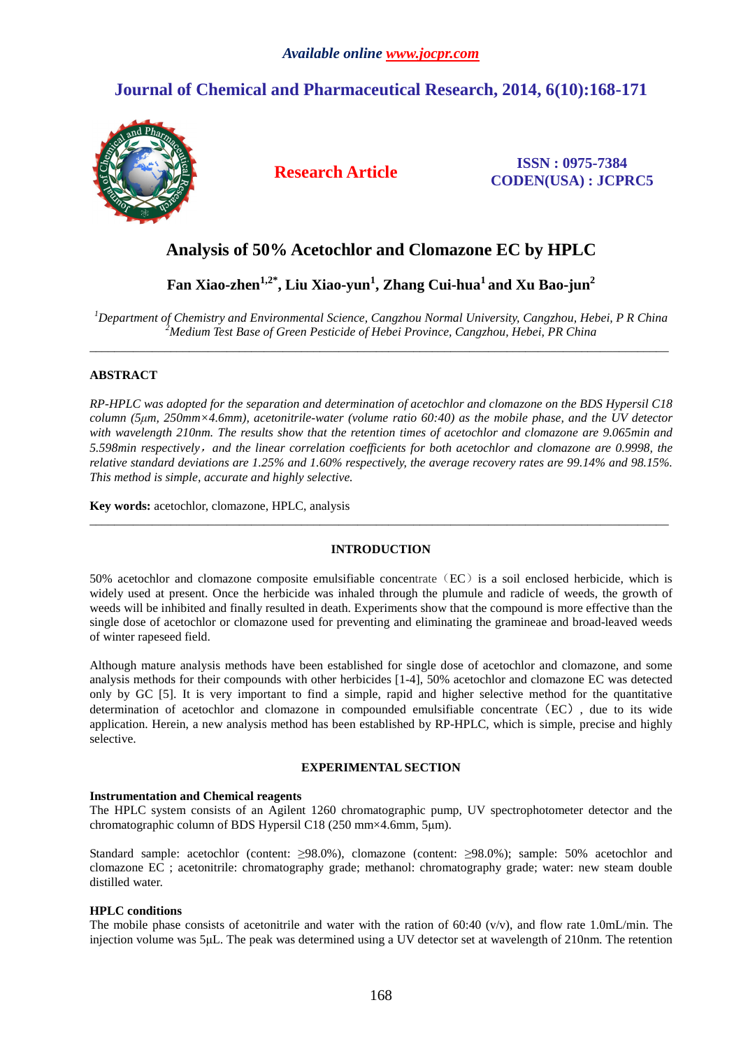# Analysis of 50% Acetochlor and Clomazone EC by HPLC

**Fan Xiao-zhen[1,2*], Liu Xiao-yun[1], Zhang Cui-hua[1] and Xu Bao-jun[2]**

*[1]Department of Chemistry and Environmental Science, Cangzhou Normal University, Cangzhou, Hebei, P R China*
*[2]Medium Test Base of Green Pesticide of Hebei Province, Cangzhou, Hebei, PR China*

---

## ABSTRACT

*RP-HPLC was adopted for the separation and determination of acetochlor and clomazone on the BDS Hypersil C18 column (5μm, 250mm×4.6mm), acetonitrile-water (volume ratio 60:40) as the mobile phase, and the UV detector with wavelength 210nm. The results show that the retention times of acetochlor and clomazone are 9.065min and 5.598min respectively，and the linear correlation coefficients for both acetochlor and clomazone are 0.9998, the relative standard deviations are 1.25% and 1.60% respectively, the average recovery rates are 99.14% and 98.15%. This method is simple, accurate and highly selective.*

**Key words:** acetochlor, clomazone, HPLC, analysis

---

## INTRODUCTION

50% acetochlor and clomazone composite emulsifiable concentrate（EC）is a soil enclosed herbicide, which is widely used at present. Once the herbicide was inhaled through the plumule and radicle of weeds, the growth of weeds will be inhibited and finally resulted in death. Experiments show that the compound is more effective than the single dose of acetochlor or clomazone used for preventing and eliminating the gramineae and broad-leaved weeds of winter rapeseed field.

Although mature analysis methods have been established for single dose of acetochlor and clomazone, and some analysis methods for their compounds with other herbicides [1-4], 50% acetochlor and clomazone EC was detected only by GC [5]. It is very important to find a simple, rapid and higher selective method for the quantitative determination of acetochlor and clomazone in compounded emulsifiable concentrate（EC）, due to its wide application. Herein, a new analysis method has been established by RP-HPLC, which is simple, precise and highly selective.

## EXPERIMENTAL SECTION

### Instrumentation and Chemical reagents

The HPLC system consists of an Agilent 1260 chromatographic pump, UV spectrophotometer detector and the chromatographic column of BDS Hypersil C18 (250 mm×4.6mm, 5μm).

Standard sample: acetochlor (content: ≥98.0%), clomazone (content: ≥98.0%); sample: 50% acetochlor and clomazone EC ; acetonitrile: chromatography grade; methanol: chromatography grade; water: new steam double distilled water.

### HPLC conditions

The mobile phase consists of acetonitrile and water with the ration of 60:40 (v/v), and flow rate 1.0mL/min. The injection volume was 5μL. The peak was determined using a UV detector set at wavelength of 210nm. The retention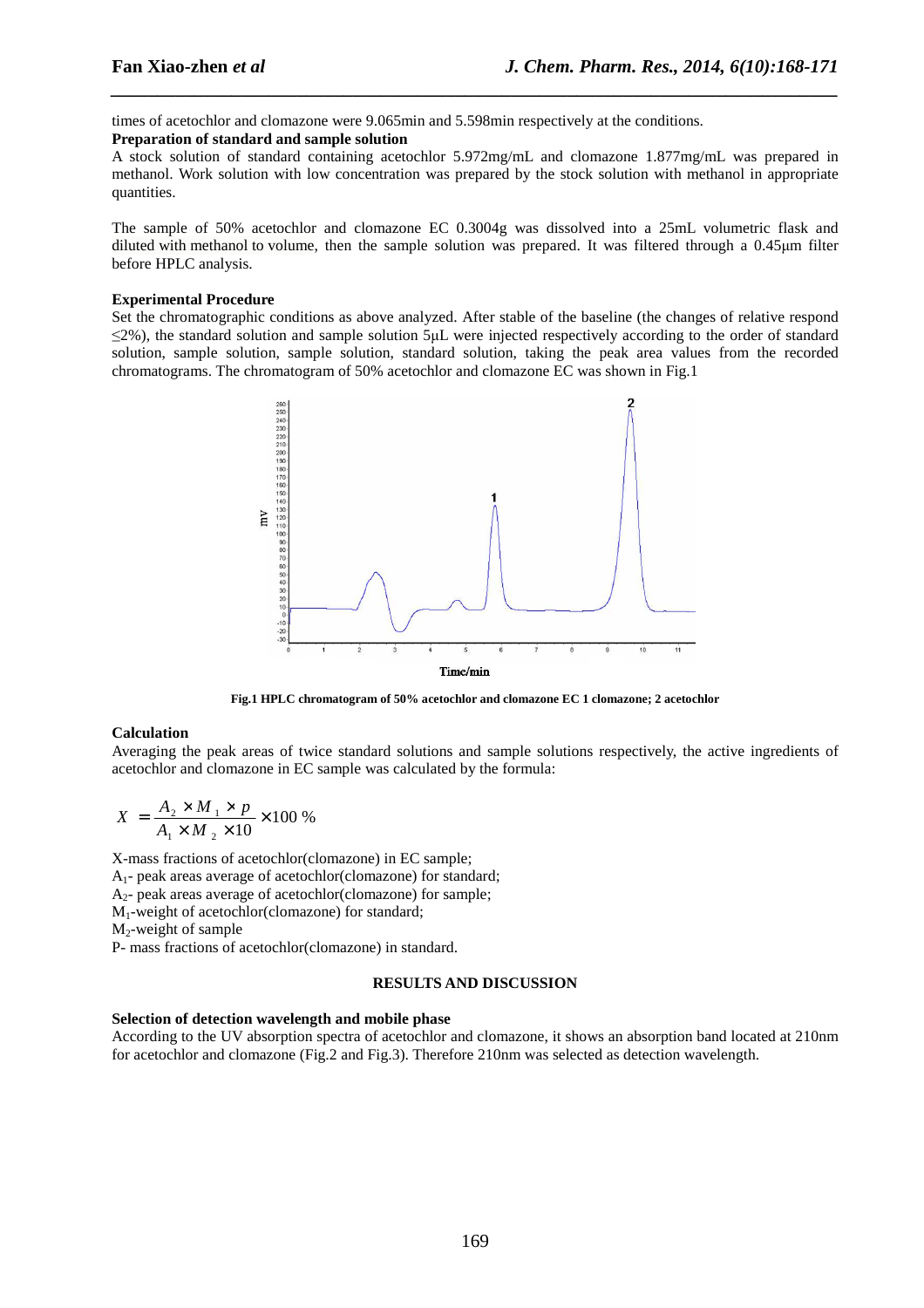times of acetochlor and clomazone were 9.065min and 5.598min respectively at the conditions.

**Preparation of standard and sample solution**

A stock solution of standard containing acetochlor 5.972mg/mL and clomazone 1.877mg/mL was prepared in methanol. Work solution with low concentration was prepared by the stock solution with methanol in appropriate quantities.

The sample of 50% acetochlor and clomazone EC 0.3004g was dissolved into a 25mL volumetric flask and diluted with methanol to volume, then the sample solution was prepared. It was filtered through a 0.45μm filter before HPLC analysis.

**Experimental Procedure**

Set the chromatographic conditions as above analyzed. After stable of the baseline (the changes of relative respond ≤2%), the standard solution and sample solution 5μL were injected respectively according to the order of standard solution, sample solution, sample solution, standard solution, taking the peak area values from the recorded chromatograms. The chromatogram of 50% acetochlor and clomazone EC was shown in Fig.1

**Fig.1 HPLC chromatogram of 50% acetochlor and clomazone EC 1 clomazone; 2 acetochlor**

**Calculation**

Averaging the peak areas of twice standard solutions and sample solutions respectively, the active ingredients of acetochlor and clomazone in EC sample was calculated by the formula:

$$X = \frac{A_2 \times M_1 \times p}{A_1 \times M_2 \times 10} \times 100\ \%$$

X-mass fractions of acetochlor(clomazone) in EC sample;
$A_1$- peak areas average of acetochlor(clomazone) for standard;
$A_2$- peak areas average of acetochlor(clomazone) for sample;
$M_1$-weight of acetochlor(clomazone) for standard;
$M_2$-weight of sample
P- mass fractions of acetochlor(clomazone) in standard.

## RESULTS AND DISCUSSION

**Selection of detection wavelength and mobile phase**

According to the UV absorption spectra of acetochlor and clomazone, it shows an absorption band located at 210nm for acetochlor and clomazone (Fig.2 and Fig.3). Therefore 210nm was selected as detection wavelength.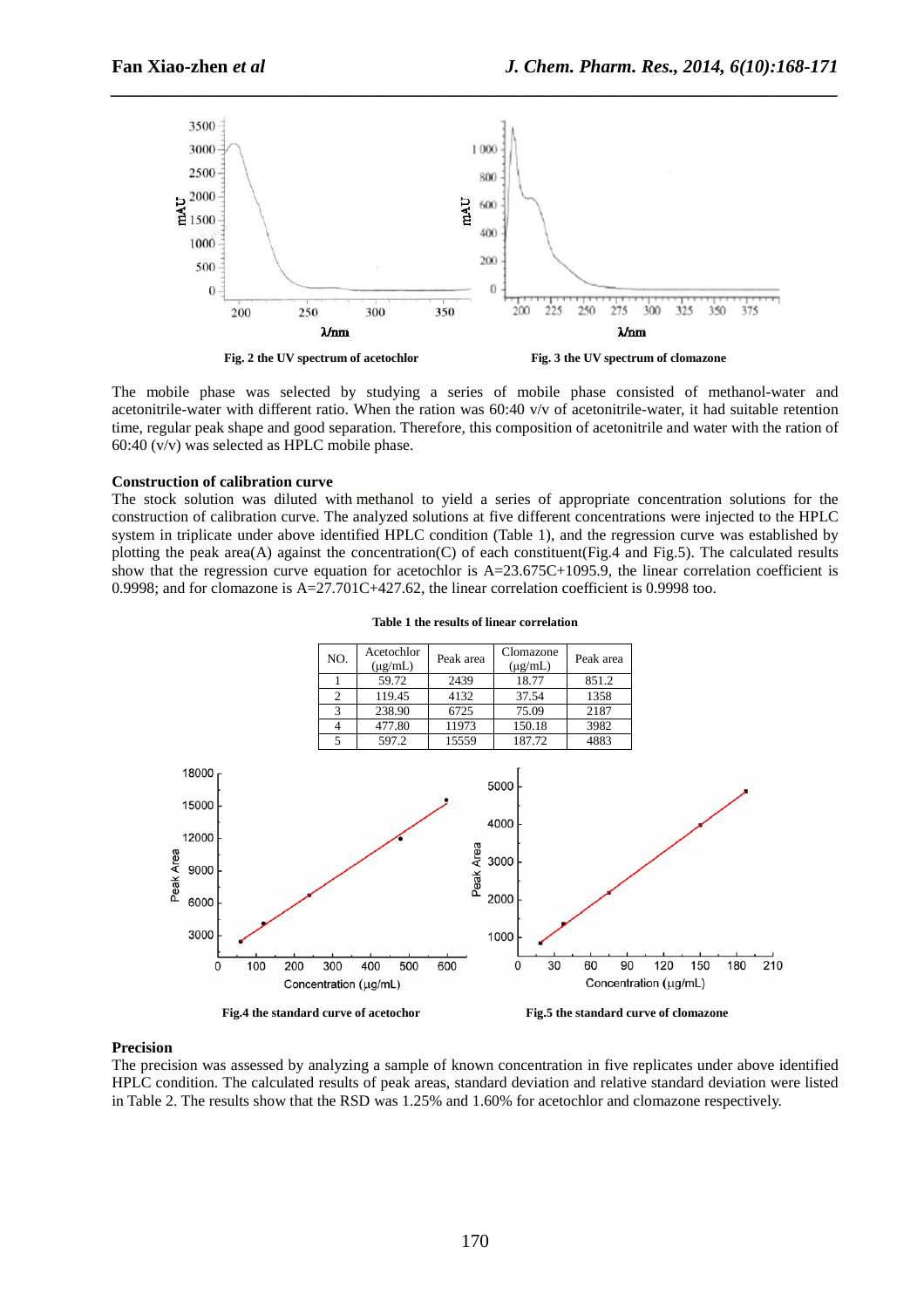Fig. 2 the UV spectrum of acetochlor

Fig. 3 the UV spectrum of clomazone

The mobile phase was selected by studying a series of mobile phase consisted of methanol-water and acetonitrile-water with different ratio. When the ration was 60:40 v/v of acetonitrile-water, it had suitable retention time, regular peak shape and good separation. Therefore, this composition of acetonitrile and water with the ration of 60:40 (v/v) was selected as HPLC mobile phase.

**Construction of calibration curve**

The stock solution was diluted with methanol to yield a series of appropriate concentration solutions for the construction of calibration curve. The analyzed solutions at five different concentrations were injected to the HPLC system in triplicate under above identified HPLC condition (Table 1), and the regression curve was established by plotting the peak area(A) against the concentration(C) of each constituent(Fig.4 and Fig.5). The calculated results show that the regression curve equation for acetochlor is A=23.675C+1095.9, the linear correlation coefficient is 0.9998; and for clomazone is A=27.701C+427.62, the linear correlation coefficient is 0.9998 too.

**Table 1 the results of linear correlation**

| NO. | Acetochlor (μg/mL) | Peak area | Clomazone (μg/mL) | Peak area |
|---|---|---|---|---|
| 1 | 59.72 | 2439 | 18.77 | 851.2 |
| 2 | 119.45 | 4132 | 37.54 | 1358 |
| 3 | 238.90 | 6725 | 75.09 | 2187 |
| 4 | 477.80 | 11973 | 150.18 | 3982 |
| 5 | 597.2 | 15559 | 187.72 | 4883 |

Fig.4 the standard curve of acetochor

Fig.5 the standard curve of clomazone

**Precision**

The precision was assessed by analyzing a sample of known concentration in five replicates under above identified HPLC condition. The calculated results of peak areas, standard deviation and relative standard deviation were listed in Table 2. The results show that the RSD was 1.25% and 1.60% for acetochlor and clomazone respectively.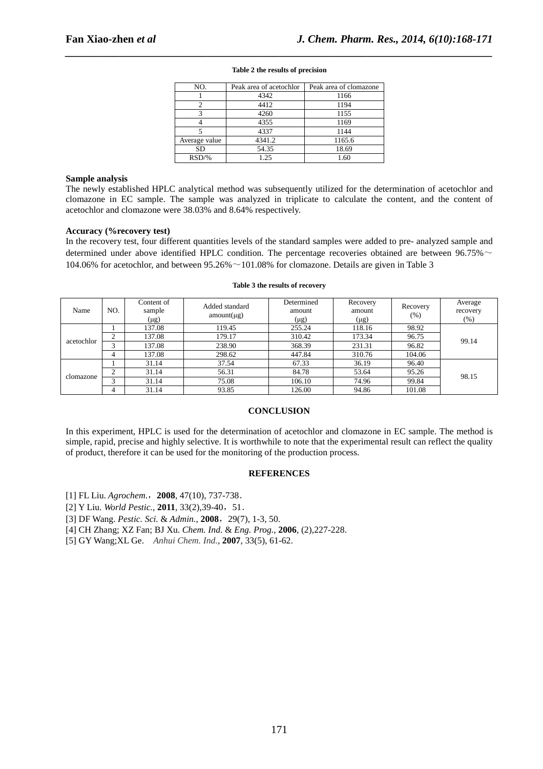**Table 2 the results of precision**

| NO. | Peak area of acetochlor | Peak area of clomazone |
|---|---|---|
| 1 | 4342 | 1166 |
| 2 | 4412 | 1194 |
| 3 | 4260 | 1155 |
| 4 | 4355 | 1169 |
| 5 | 4337 | 1144 |
| Average value | 4341.2 | 1165.6 |
| SD | 54.35 | 18.69 |
| RSD/% | 1.25 | 1.60 |

**Sample analysis**

The newly established HPLC analytical method was subsequently utilized for the determination of acetochlor and clomazone in EC sample. The sample was analyzed in triplicate to calculate the content, and the content of acetochlor and clomazone were 38.03% and 8.64% respectively.

**Accuracy (%recovery test)**

In the recovery test, four different quantities levels of the standard samples were added to pre- analyzed sample and determined under above identified HPLC condition. The percentage recoveries obtained are between 96.75%～104.06% for acetochlor, and between 95.26%～101.08% for clomazone. Details are given in Table 3

**Table 3 the results of recovery**

| Name | NO. | Content of sample (μg) | Added standard amount(μg) | Determined amount (μg) | Recovery amount (μg) | Recovery (%) | Average recovery (%) |
|---|---|---|---|---|---|---|---|
| acetochlor | 1 | 137.08 | 119.45 | 255.24 | 118.16 | 98.92 | 99.14 |
| | 2 | 137.08 | 179.17 | 310.42 | 173.34 | 96.75 | |
| | 3 | 137.08 | 238.90 | 368.39 | 231.31 | 96.82 | |
| | 4 | 137.08 | 298.62 | 447.84 | 310.76 | 104.06 | |
| clomazone | 1 | 31.14 | 37.54 | 67.33 | 36.19 | 96.40 | 98.15 |
| | 2 | 31.14 | 56.31 | 84.78 | 53.64 | 95.26 | |
| | 3 | 31.14 | 75.08 | 106.10 | 74.96 | 99.84 | |
| | 4 | 31.14 | 93.85 | 126.00 | 94.86 | 101.08 | |

## CONCLUSION

In this experiment, HPLC is used for the determination of acetochlor and clomazone in EC sample. The method is simple, rapid, precise and highly selective. It is worthwhile to note that the experimental result can reflect the quality of product, therefore it can be used for the monitoring of the production process.

## REFERENCES

[1] FL Liu. *Agrochem.*，**2008**, 47(10), 737-738.

[2] Y Liu. *World Pestic.*, **2011**, 33(2),39-40，51.

[3] DF Wang. *Pestic. Sci.* & *Admin.*, **2008**，29(7), 1-3, 50.

[4] CH Zhang; XZ Fan; BJ Xu. *Chem. Ind.* & *Eng. Prog.*, **2006**, (2),227-228.

[5] GY Wang;XL Ge. *Anhui Chem. Ind.*, **2007**, 33(5), 61-62.